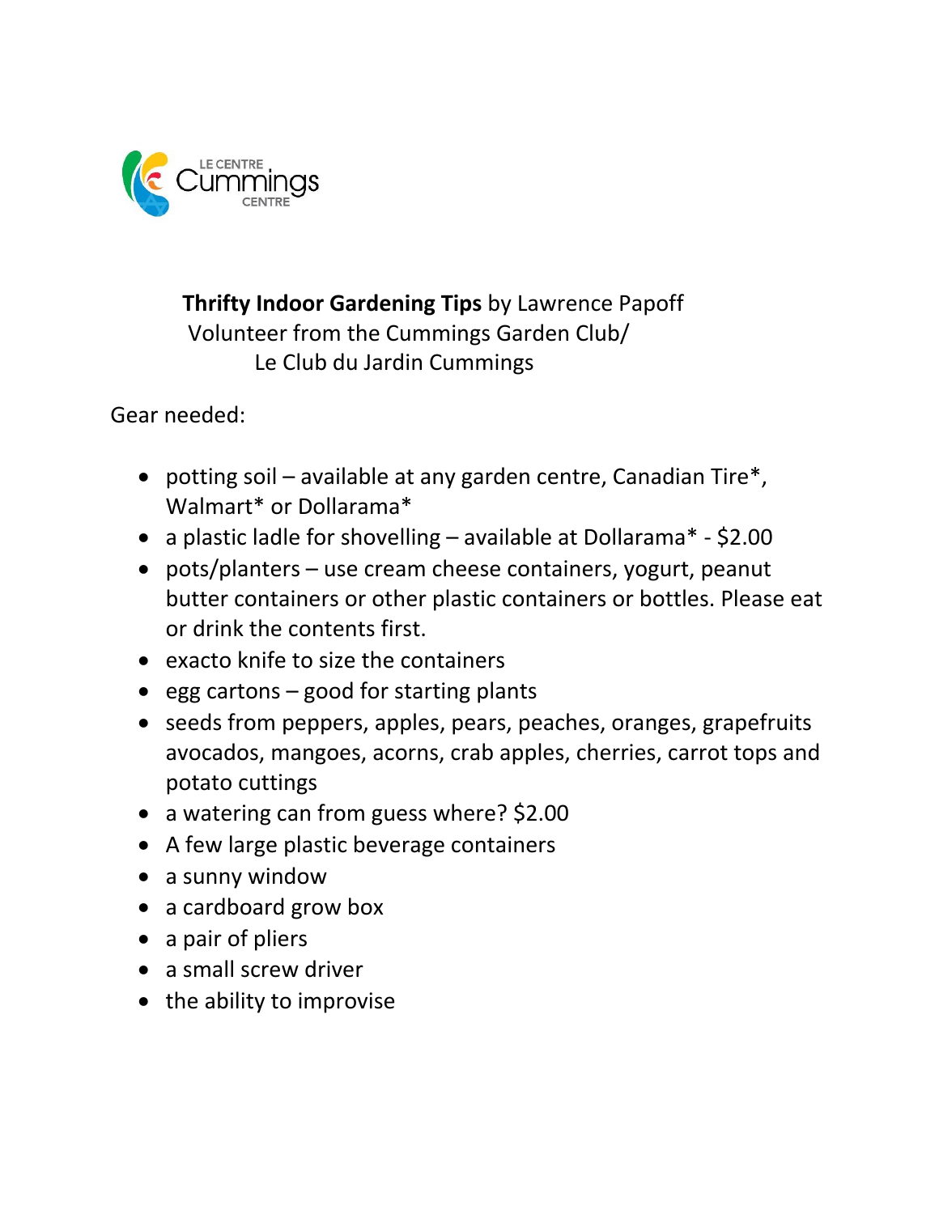LE CENTRE Cummings CENTRE

**Thrifty Indoor Gardening Tips** by Lawrence Papoff
Volunteer from the Cummings Garden Club/
Le Club du Jardin Cummings

Gear needed:

- potting soil – available at any garden centre, Canadian Tire*, Walmart* or Dollarama*
- a plastic ladle for shovelling – available at Dollarama* - $2.00
- pots/planters – use cream cheese containers, yogurt, peanut butter containers or other plastic containers or bottles. Please eat or drink the contents first.
- exacto knife to size the containers
- egg cartons – good for starting plants
- seeds from peppers, apples, pears, peaches, oranges, grapefruits avocados, mangoes, acorns, crab apples, cherries, carrot tops and potato cuttings
- a watering can from guess where? $2.00
- A few large plastic beverage containers
- a sunny window
- a cardboard grow box
- a pair of pliers
- a small screw driver
- the ability to improvise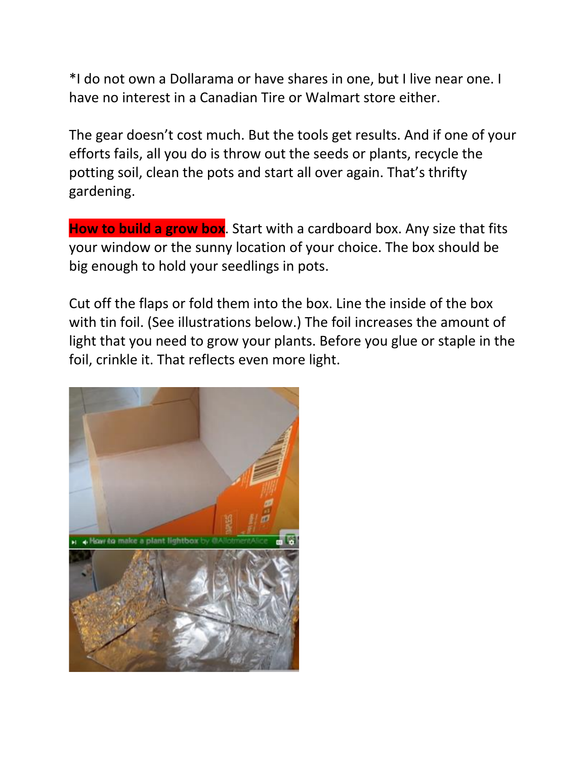*I do not own a Dollarama or have shares in one, but I live near one. I have no interest in a Canadian Tire or Walmart store either.

The gear doesn't cost much. But the tools get results. And if one of your efforts fails, all you do is throw out the seeds or plants, recycle the potting soil, clean the pots and start all over again. That's thrifty gardening.

**How to build a grow box**. Start with a cardboard box. Any size that fits your window or the sunny location of your choice. The box should be big enough to hold your seedlings in pots.

Cut off the flaps or fold them into the box. Line the inside of the box with tin foil. (See illustrations below.) The foil increases the amount of light that you need to grow your plants. Before you glue or staple in the foil, crinkle it. That reflects even more light.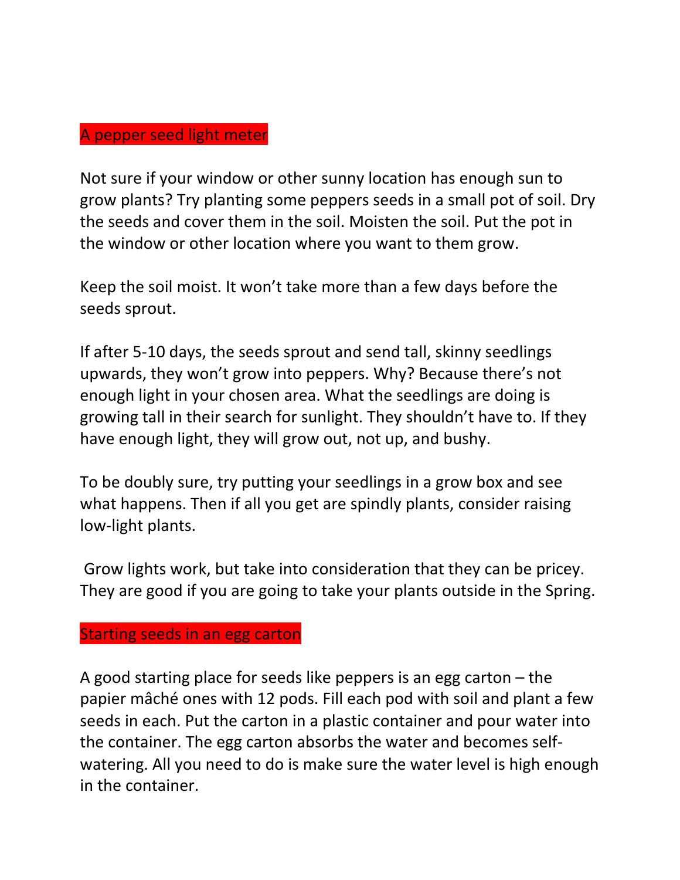## A pepper seed light meter

Not sure if your window or other sunny location has enough sun to grow plants? Try planting some peppers seeds in a small pot of soil. Dry the seeds and cover them in the soil. Moisten the soil. Put the pot in the window or other location where you want to them grow.

Keep the soil moist. It won't take more than a few days before the seeds sprout.

If after 5-10 days, the seeds sprout and send tall, skinny seedlings upwards, they won't grow into peppers. Why? Because there's not enough light in your chosen area. What the seedlings are doing is growing tall in their search for sunlight. They shouldn't have to. If they have enough light, they will grow out, not up, and bushy.

To be doubly sure, try putting your seedlings in a grow box and see what happens. Then if all you get are spindly plants, consider raising low-light plants.

Grow lights work, but take into consideration that they can be pricey. They are good if you are going to take your plants outside in the Spring.

## Starting seeds in an egg carton

A good starting place for seeds like peppers is an egg carton – the papier mâché ones with 12 pods. Fill each pod with soil and plant a few seeds in each. Put the carton in a plastic container and pour water into the container. The egg carton absorbs the water and becomes self-watering. All you need to do is make sure the water level is high enough in the container.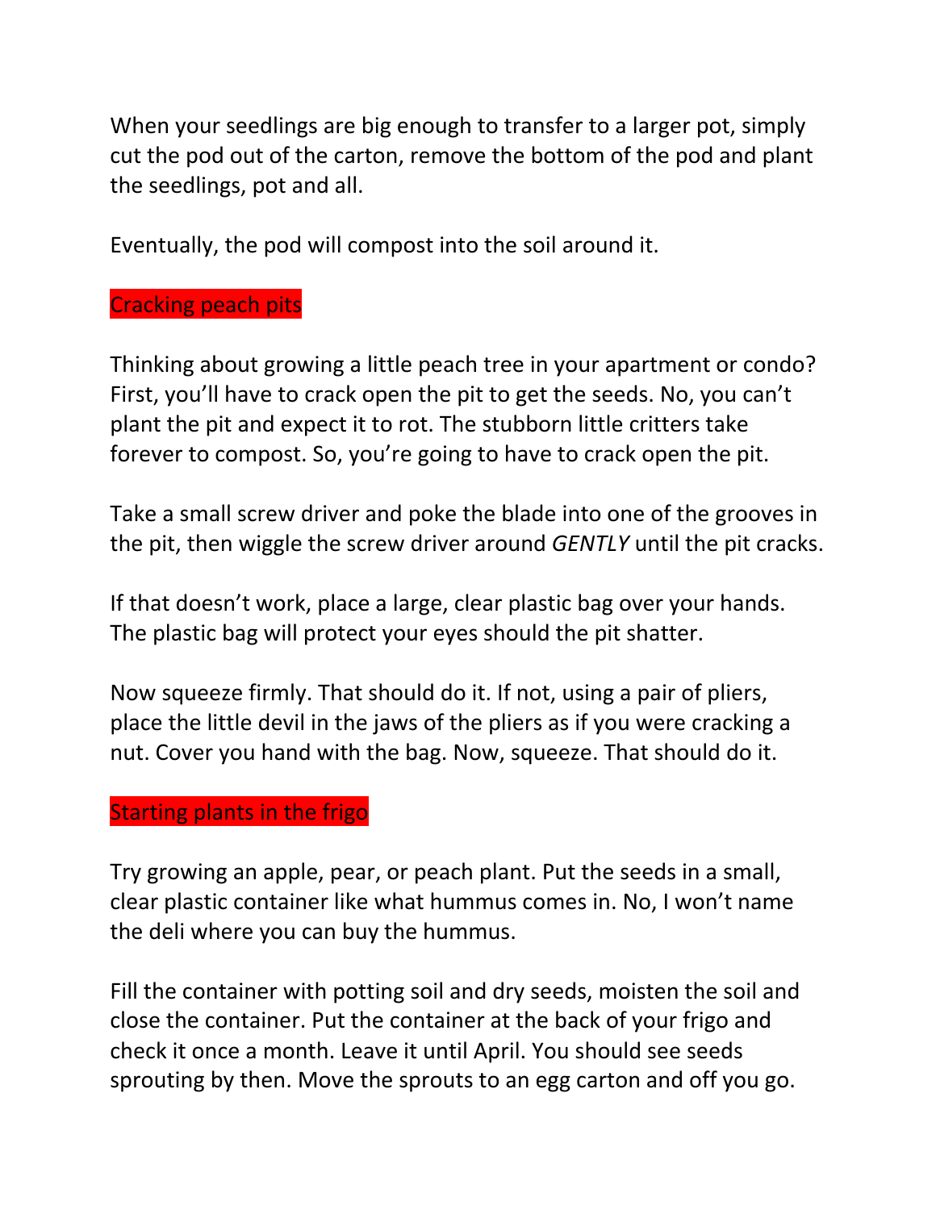When your seedlings are big enough to transfer to a larger pot, simply cut the pod out of the carton, remove the bottom of the pod and plant the seedlings, pot and all.

Eventually, the pod will compost into the soil around it.

## Cracking peach pits

Thinking about growing a little peach tree in your apartment or condo? First, you'll have to crack open the pit to get the seeds. No, you can't plant the pit and expect it to rot. The stubborn little critters take forever to compost. So, you're going to have to crack open the pit.

Take a small screw driver and poke the blade into one of the grooves in the pit, then wiggle the screw driver around *GENTLY* until the pit cracks.

If that doesn't work, place a large, clear plastic bag over your hands. The plastic bag will protect your eyes should the pit shatter.

Now squeeze firmly. That should do it. If not, using a pair of pliers, place the little devil in the jaws of the pliers as if you were cracking a nut. Cover you hand with the bag. Now, squeeze. That should do it.

## Starting plants in the frigo

Try growing an apple, pear, or peach plant. Put the seeds in a small, clear plastic container like what hummus comes in. No, I won't name the deli where you can buy the hummus.

Fill the container with potting soil and dry seeds, moisten the soil and close the container. Put the container at the back of your frigo and check it once a month. Leave it until April. You should see seeds sprouting by then. Move the sprouts to an egg carton and off you go.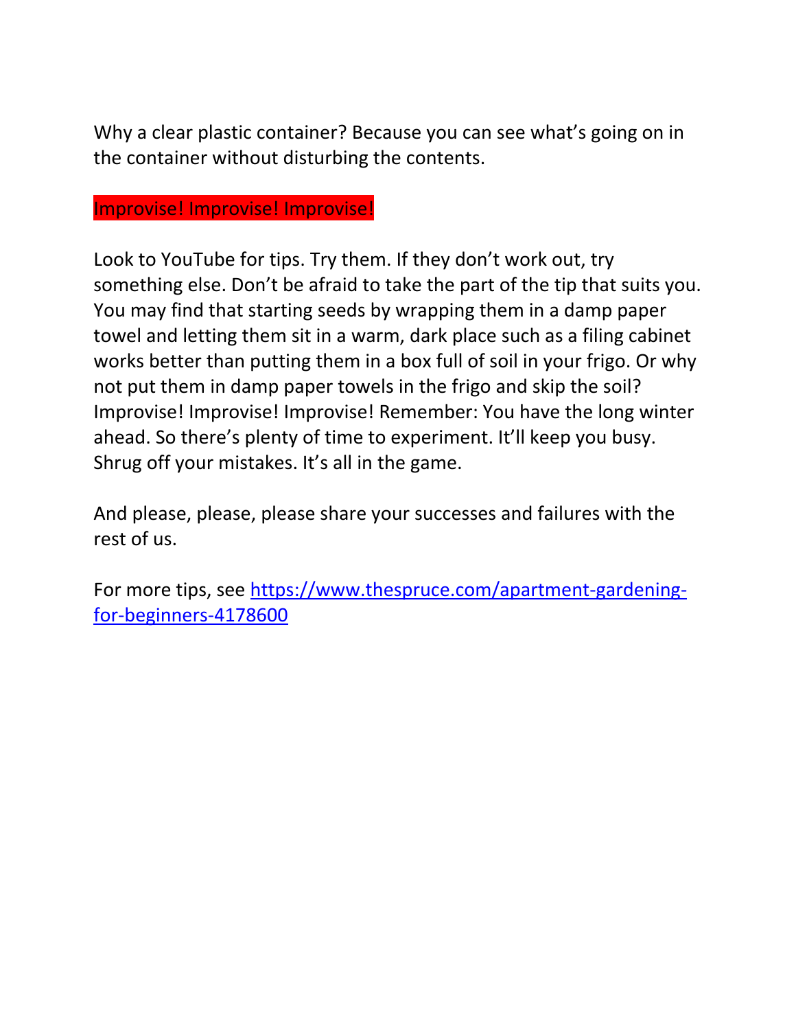Why a clear plastic container? Because you can see what's going on in the container without disturbing the contents.

**Improvise! Improvise! Improvise!**

Look to YouTube for tips. Try them. If they don't work out, try something else. Don't be afraid to take the part of the tip that suits you. You may find that starting seeds by wrapping them in a damp paper towel and letting them sit in a warm, dark place such as a filing cabinet works better than putting them in a box full of soil in your frigo. Or why not put them in damp paper towels in the frigo and skip the soil? Improvise! Improvise! Improvise! Remember: You have the long winter ahead. So there's plenty of time to experiment. It'll keep you busy. Shrug off your mistakes. It's all in the game.

And please, please, please share your successes and failures with the rest of us.

For more tips, see [https://www.thespruce.com/apartment-gardening-for-beginners-4178600](https://www.thespruce.com/apartment-gardening-for-beginners-4178600)